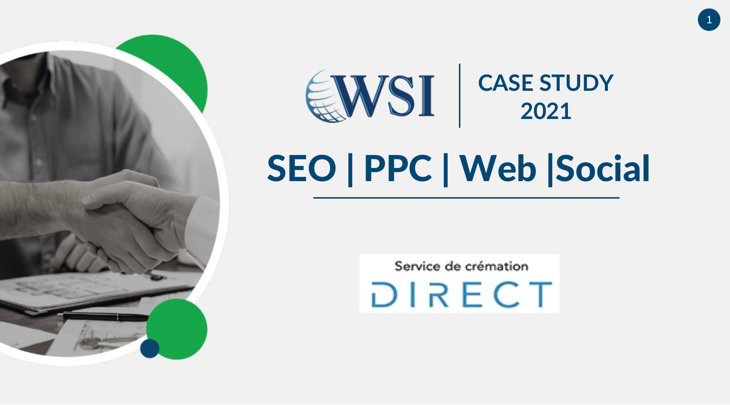WSI | CASE STUDY 2021

# SEO | PPC | Web |Social

Service de crémation DIRECT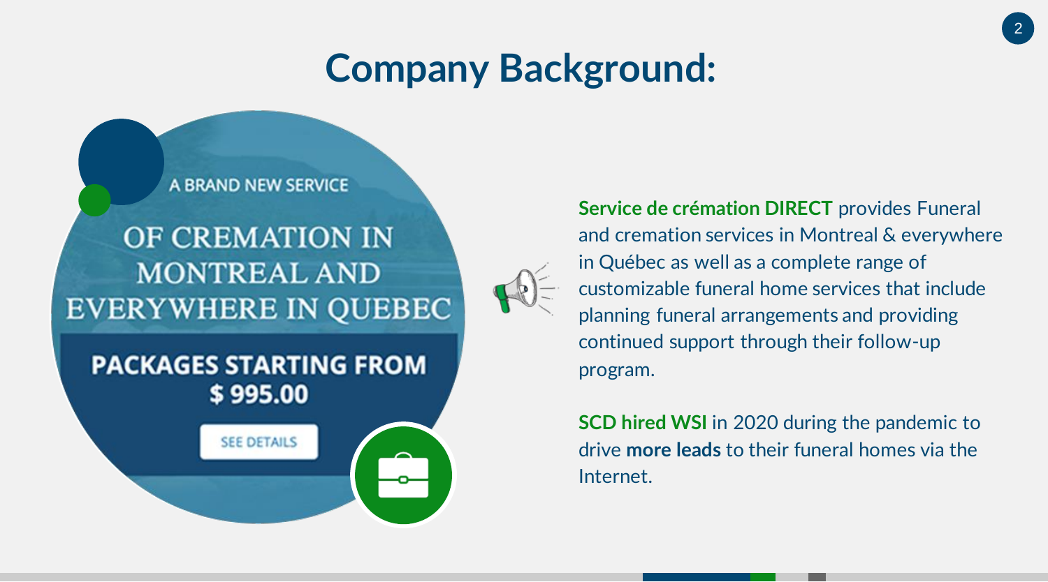# Company Background:

A BRAND NEW SERVICE

OF CREMATION IN MONTREAL AND EVERYWHERE IN QUEBEC

PACKAGES STARTING FROM $ 995.00

SEE DETAILS

**Service de crémation DIRECT** provides Funeral and cremation services in Montreal & everywhere in Québec as well as a complete range of customizable funeral home services that include planning funeral arrangements and providing continued support through their follow-up program.

**SCD hired WSI** in 2020 during the pandemic to drive **more leads** to their funeral homes via the Internet.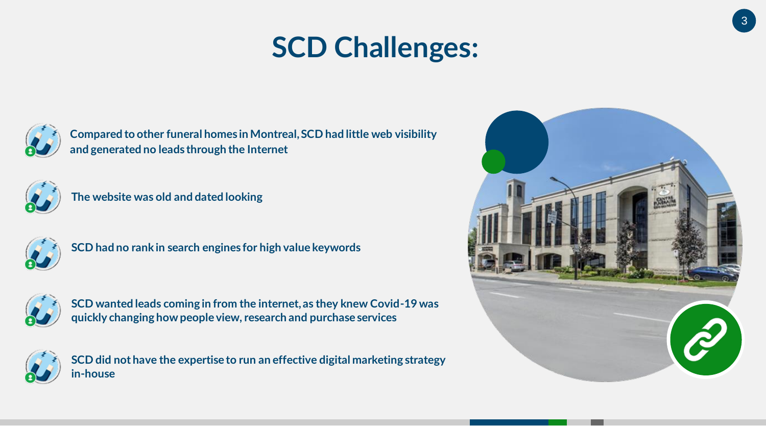# SCD Challenges:

- Compared to other funeral homes in Montreal, SCD had little web visibility and generated no leads through the Internet
- The website was old and dated looking
- SCD had no rank in search engines for high value keywords
- SCD wanted leads coming in from the internet, as they knew Covid-19 was quickly changing how people view, research and purchase services
- SCD did not have the expertise to run an effective digital marketing strategy in-house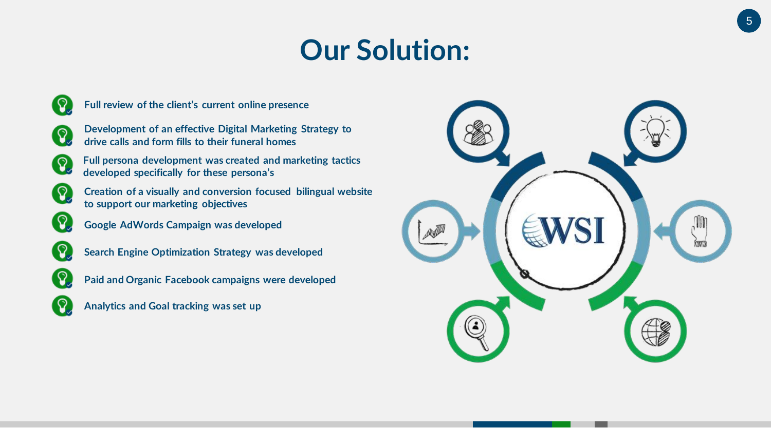# Our Solution:

- Full review of the client's current online presence
- Development of an effective Digital Marketing Strategy to drive calls and form fills to their funeral homes
- Full persona development was created and marketing tactics developed specifically for these persona's
- Creation of a visually and conversion focused bilingual website to support our marketing objectives
- Google AdWords Campaign was developed
- Search Engine Optimization Strategy was developed
- Paid and Organic Facebook campaigns were developed
- Analytics and Goal tracking was set up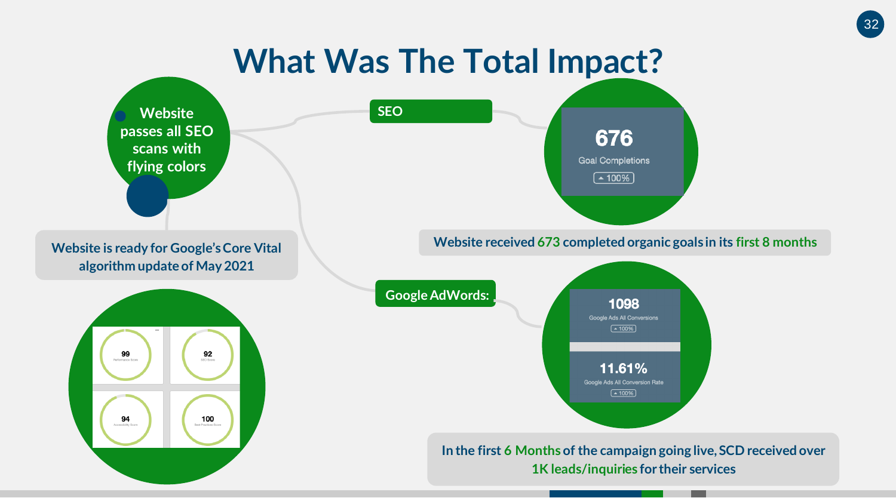# What Was The Total Impact?

**Website passes all SEO scans with flying colors**

**Website is ready for Google's Core Vital algorithm update of May 2021**

99 Performance Score

92 SEO Score

94 Accessibility Score

100 Best Practices Score

**SEO**

676
Goal Completions
▲ 100%

**Website received 673 completed organic goals in its first 8 months**

**Google AdWords:**

1098
Google Ads All Conversions
▲ 100%

11.61%
Google Ads All Conversion Rate
▲ 100%

**In the first 6 Months of the campaign going live, SCD received over 1K leads/inquiries for their services**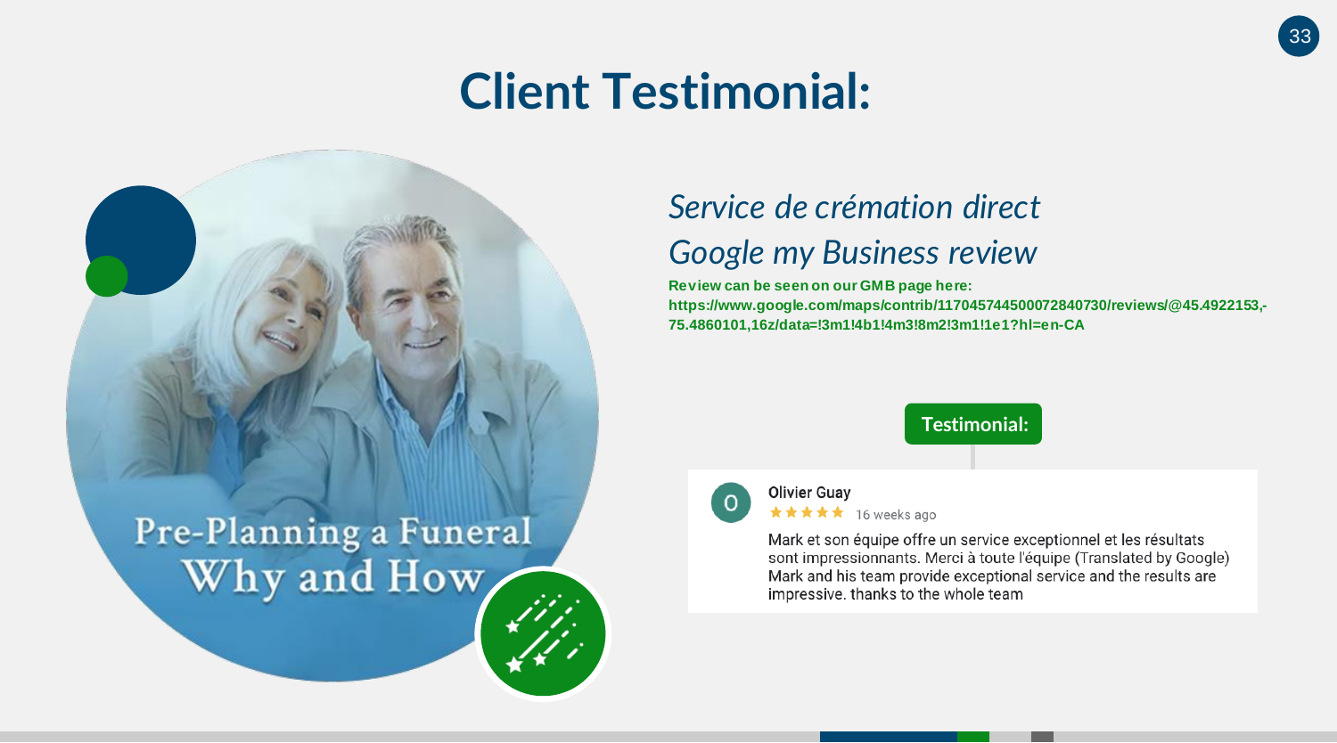# Client Testimonial:

Pre-Planning a Funeral
Why and How

*Service de crémation direct*

*Google my Business review*

**Review can be seen on our GMB page here: https://www.google.com/maps/contrib/117045744500072840730/reviews/@45.4922153,-75.4860101,16z/data=!3m1!4b1!4m3!8m2!3m1!1e1?hl=en-CA**

**Testimonial:**

Olivier Guay

★★★★★ 16 weeks ago

Mark et son équipe offre un service exceptionnel et les résultats sont impressionnants. Merci à toute l'équipe (Translated by Google) Mark and his team provide exceptional service and the results are impressive. thanks to the whole team